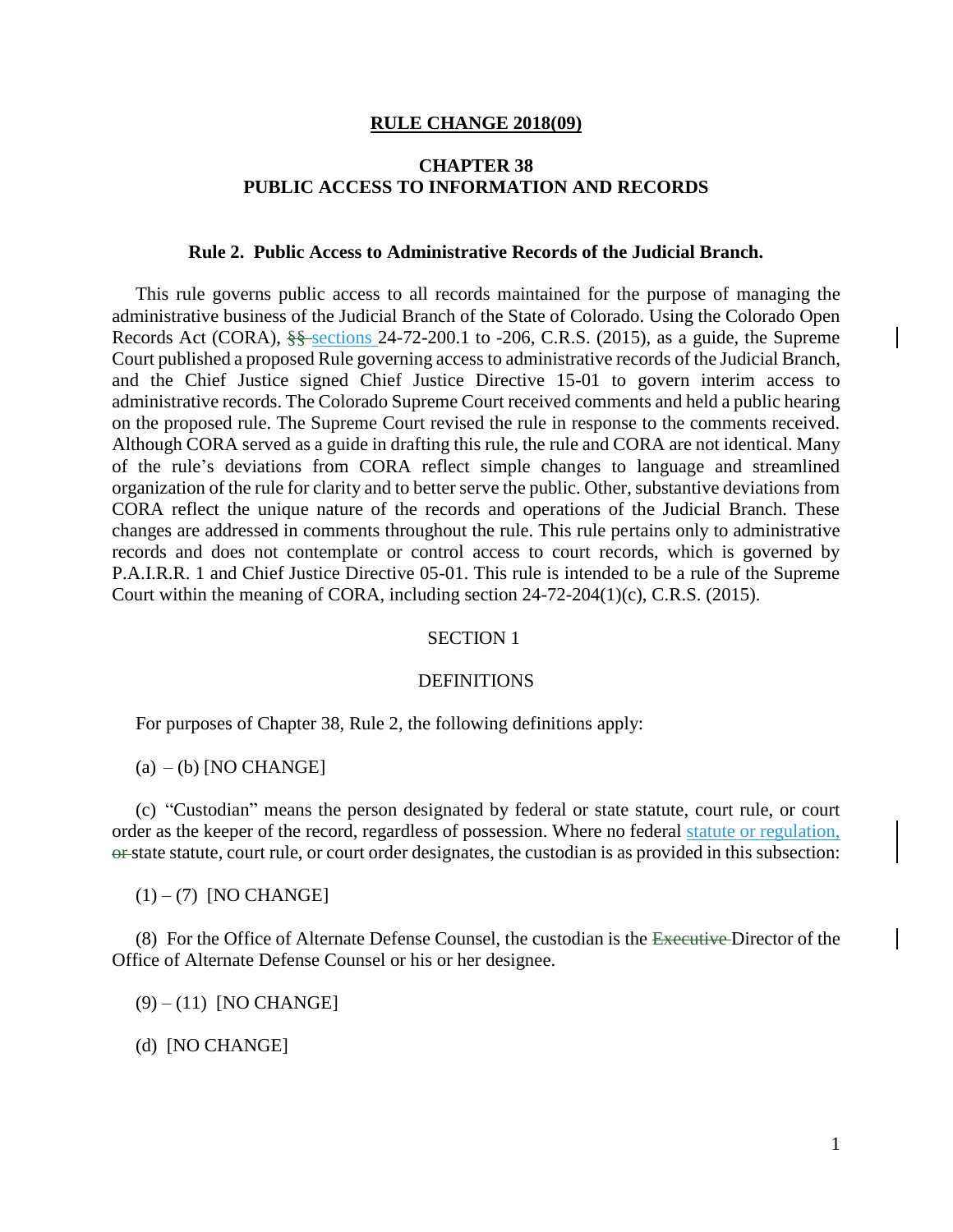**RULE CHANGE 2018(09)**

# CHAPTER 38
# PUBLIC ACCESS TO INFORMATION AND RECORDS

## Rule 2. Public Access to Administrative Records of the Judicial Branch.

This rule governs public access to all records maintained for the purpose of managing the administrative business of the Judicial Branch of the State of Colorado. Using the Colorado Open Records Act (CORA), ~~§§~~ sections 24-72-200.1 to -206, C.R.S. (2015), as a guide, the Supreme Court published a proposed Rule governing access to administrative records of the Judicial Branch, and the Chief Justice signed Chief Justice Directive 15-01 to govern interim access to administrative records. The Colorado Supreme Court received comments and held a public hearing on the proposed rule. The Supreme Court revised the rule in response to the comments received. Although CORA served as a guide in drafting this rule, the rule and CORA are not identical. Many of the rule's deviations from CORA reflect simple changes to language and streamlined organization of the rule for clarity and to better serve the public. Other, substantive deviations from CORA reflect the unique nature of the records and operations of the Judicial Branch. These changes are addressed in comments throughout the rule. This rule pertains only to administrative records and does not contemplate or control access to court records, which is governed by P.A.I.R.R. 1 and Chief Justice Directive 05-01. This rule is intended to be a rule of the Supreme Court within the meaning of CORA, including section 24-72-204(1)(c), C.R.S. (2015).

SECTION 1

DEFINITIONS

For purposes of Chapter 38, Rule 2, the following definitions apply:

(a) – (b) [NO CHANGE]

(c) "Custodian" means the person designated by federal or state statute, court rule, or court order as the keeper of the record, regardless of possession. Where no federal statute or regulation, ~~or~~ state statute, court rule, or court order designates, the custodian is as provided in this subsection:

(1) – (7) [NO CHANGE]

(8) For the Office of Alternate Defense Counsel, the custodian is the ~~Executive~~ Director of the Office of Alternate Defense Counsel or his or her designee.

(9) – (11) [NO CHANGE]

(d) [NO CHANGE]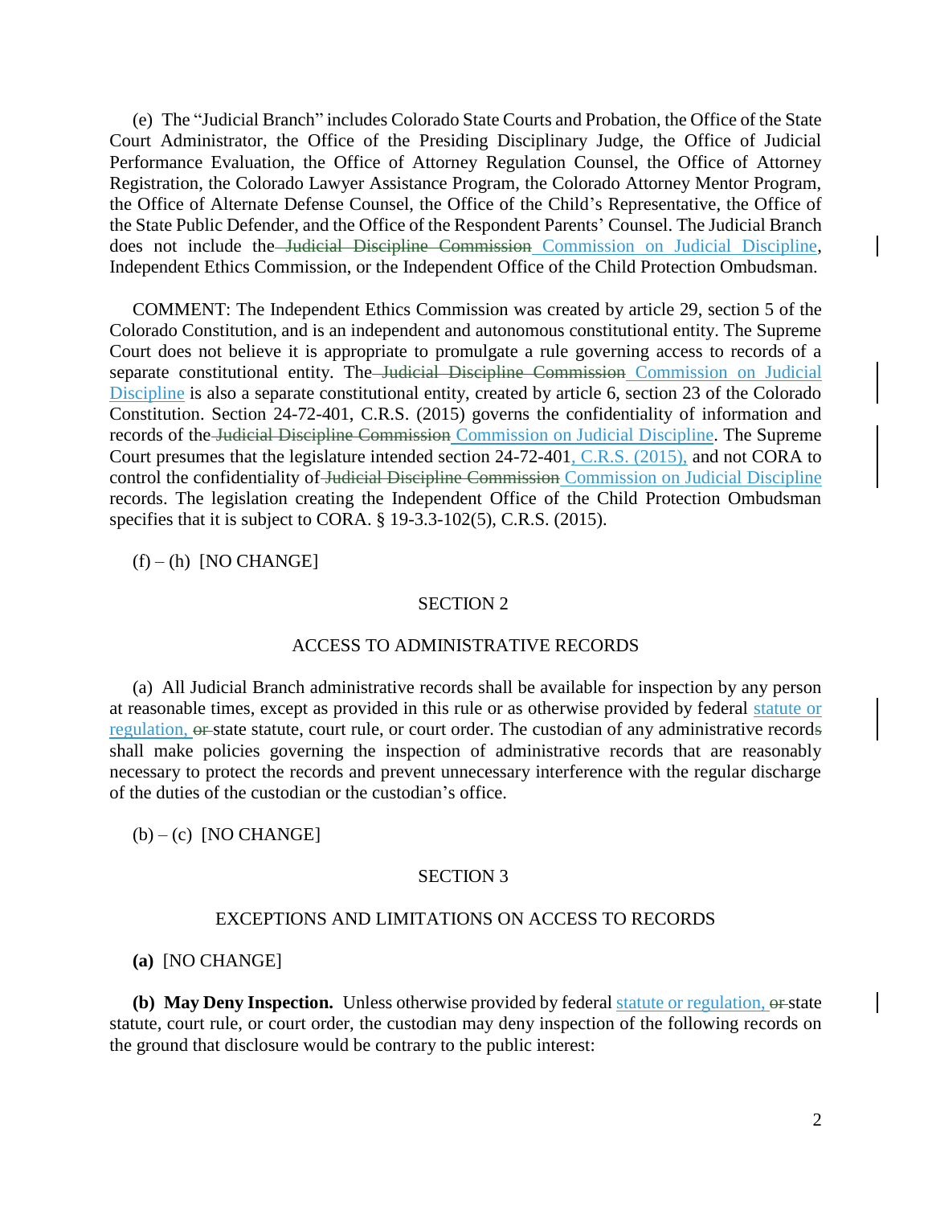(e) The "Judicial Branch" includes Colorado State Courts and Probation, the Office of the State Court Administrator, the Office of the Presiding Disciplinary Judge, the Office of Judicial Performance Evaluation, the Office of Attorney Regulation Counsel, the Office of Attorney Registration, the Colorado Lawyer Assistance Program, the Colorado Attorney Mentor Program, the Office of Alternate Defense Counsel, the Office of the Child's Representative, the Office of the State Public Defender, and the Office of the Respondent Parents' Counsel. The Judicial Branch does not include the ~~Judicial Discipline Commission~~ Commission on Judicial Discipline, Independent Ethics Commission, or the Independent Office of the Child Protection Ombudsman.

COMMENT: The Independent Ethics Commission was created by article 29, section 5 of the Colorado Constitution, and is an independent and autonomous constitutional entity. The Supreme Court does not believe it is appropriate to promulgate a rule governing access to records of a separate constitutional entity. The ~~Judicial Discipline Commission~~ Commission on Judicial Discipline is also a separate constitutional entity, created by article 6, section 23 of the Colorado Constitution. Section 24-72-401, C.R.S. (2015) governs the confidentiality of information and records of the ~~Judicial Discipline Commission~~ Commission on Judicial Discipline. The Supreme Court presumes that the legislature intended section 24-72-401, C.R.S. (2015), and not CORA to control the confidentiality of ~~Judicial Discipline Commission~~ Commission on Judicial Discipline records. The legislation creating the Independent Office of the Child Protection Ombudsman specifies that it is subject to CORA. § 19-3.3-102(5), C.R.S. (2015).

(f) – (h) [NO CHANGE]

## SECTION 2

## ACCESS TO ADMINISTRATIVE RECORDS

(a) All Judicial Branch administrative records shall be available for inspection by any person at reasonable times, except as provided in this rule or as otherwise provided by federal statute or regulation, ~~or~~ state statute, court rule, or court order. The custodian of any administrative record~~s~~ shall make policies governing the inspection of administrative records that are reasonably necessary to protect the records and prevent unnecessary interference with the regular discharge of the duties of the custodian or the custodian's office.

(b) – (c) [NO CHANGE]

## SECTION 3

## EXCEPTIONS AND LIMITATIONS ON ACCESS TO RECORDS

**(a)** [NO CHANGE]

**(b) May Deny Inspection.** Unless otherwise provided by federal statute or regulation, ~~or~~ state statute, court rule, or court order, the custodian may deny inspection of the following records on the ground that disclosure would be contrary to the public interest: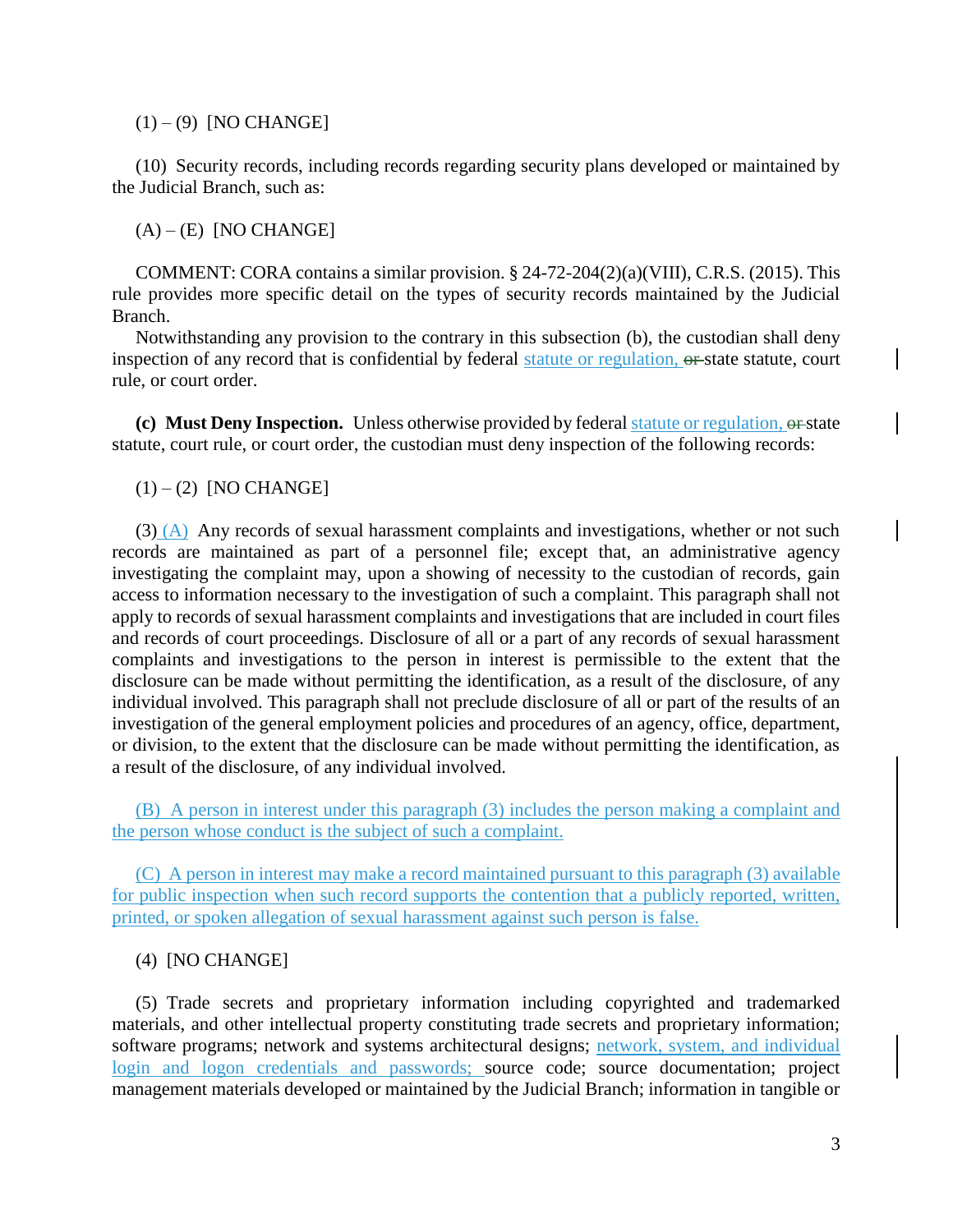(1) – (9) [NO CHANGE]

(10) Security records, including records regarding security plans developed or maintained by the Judicial Branch, such as:

(A) – (E) [NO CHANGE]

COMMENT: CORA contains a similar provision. § 24-72-204(2)(a)(VIII), C.R.S. (2015). This rule provides more specific detail on the types of security records maintained by the Judicial Branch.

Notwithstanding any provision to the contrary in this subsection (b), the custodian shall deny inspection of any record that is confidential by federal statute or regulation, ~~or~~ state statute, court rule, or court order.

**(c) Must Deny Inspection.** Unless otherwise provided by federal statute or regulation, ~~or~~ state statute, court rule, or court order, the custodian must deny inspection of the following records:

(1) – (2) [NO CHANGE]

(3) (A) Any records of sexual harassment complaints and investigations, whether or not such records are maintained as part of a personnel file; except that, an administrative agency investigating the complaint may, upon a showing of necessity to the custodian of records, gain access to information necessary to the investigation of such a complaint. This paragraph shall not apply to records of sexual harassment complaints and investigations that are included in court files and records of court proceedings. Disclosure of all or a part of any records of sexual harassment complaints and investigations to the person in interest is permissible to the extent that the disclosure can be made without permitting the identification, as a result of the disclosure, of any individual involved. This paragraph shall not preclude disclosure of all or part of the results of an investigation of the general employment policies and procedures of an agency, office, department, or division, to the extent that the disclosure can be made without permitting the identification, as a result of the disclosure, of any individual involved.

(B) A person in interest under this paragraph (3) includes the person making a complaint and the person whose conduct is the subject of such a complaint.

(C) A person in interest may make a record maintained pursuant to this paragraph (3) available for public inspection when such record supports the contention that a publicly reported, written, printed, or spoken allegation of sexual harassment against such person is false.

(4) [NO CHANGE]

(5) Trade secrets and proprietary information including copyrighted and trademarked materials, and other intellectual property constituting trade secrets and proprietary information; software programs; network and systems architectural designs; network, system, and individual login and logon credentials and passwords; source code; source documentation; project management materials developed or maintained by the Judicial Branch; information in tangible or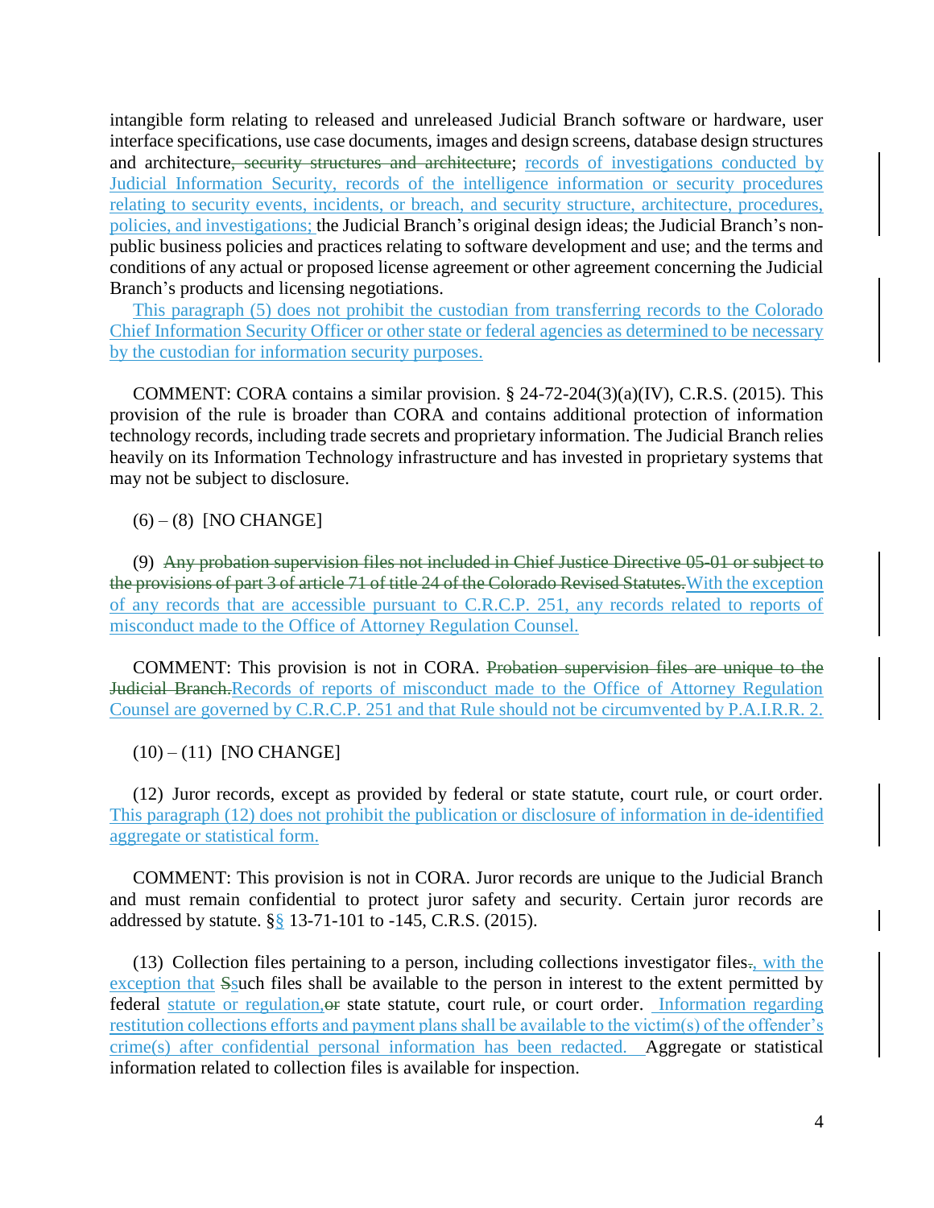intangible form relating to released and unreleased Judicial Branch software or hardware, user interface specifications, use case documents, images and design screens, database design structures and architecture~~, security structures and architecture~~; records of investigations conducted by Judicial Information Security, records of the intelligence information or security procedures relating to security events, incidents, or breach, and security structure, architecture, procedures, policies, and investigations; the Judicial Branch's original design ideas; the Judicial Branch's non-public business policies and practices relating to software development and use; and the terms and conditions of any actual or proposed license agreement or other agreement concerning the Judicial Branch's products and licensing negotiations.

This paragraph (5) does not prohibit the custodian from transferring records to the Colorado Chief Information Security Officer or other state or federal agencies as determined to be necessary by the custodian for information security purposes.

COMMENT: CORA contains a similar provision. § 24-72-204(3)(a)(IV), C.R.S. (2015). This provision of the rule is broader than CORA and contains additional protection of information technology records, including trade secrets and proprietary information. The Judicial Branch relies heavily on its Information Technology infrastructure and has invested in proprietary systems that may not be subject to disclosure.

(6) – (8) [NO CHANGE]

(9) ~~Any probation supervision files not included in Chief Justice Directive 05-01 or subject to the provisions of part 3 of article 71 of title 24 of the Colorado Revised Statutes.~~With the exception of any records that are accessible pursuant to C.R.C.P. 251, any records related to reports of misconduct made to the Office of Attorney Regulation Counsel.

COMMENT: This provision is not in CORA. ~~Probation supervision files are unique to the Judicial Branch.~~Records of reports of misconduct made to the Office of Attorney Regulation Counsel are governed by C.R.C.P. 251 and that Rule should not be circumvented by P.A.I.R.R. 2.

(10) – (11) [NO CHANGE]

(12) Juror records, except as provided by federal or state statute, court rule, or court order. This paragraph (12) does not prohibit the publication or disclosure of information in de-identified aggregate or statistical form.

COMMENT: This provision is not in CORA. Juror records are unique to the Judicial Branch and must remain confidential to protect juror safety and security. Certain juror records are addressed by statute. §§ 13-71-101 to -145, C.R.S. (2015).

(13) Collection files pertaining to a person, including collections investigator files~~.~~, with the exception that ~~S~~such files shall be available to the person in interest to the extent permitted by federal statute or regulation,~~or~~ state statute, court rule, or court order. Information regarding restitution collections efforts and payment plans shall be available to the victim(s) of the offender's crime(s) after confidential personal information has been redacted. Aggregate or statistical information related to collection files is available for inspection.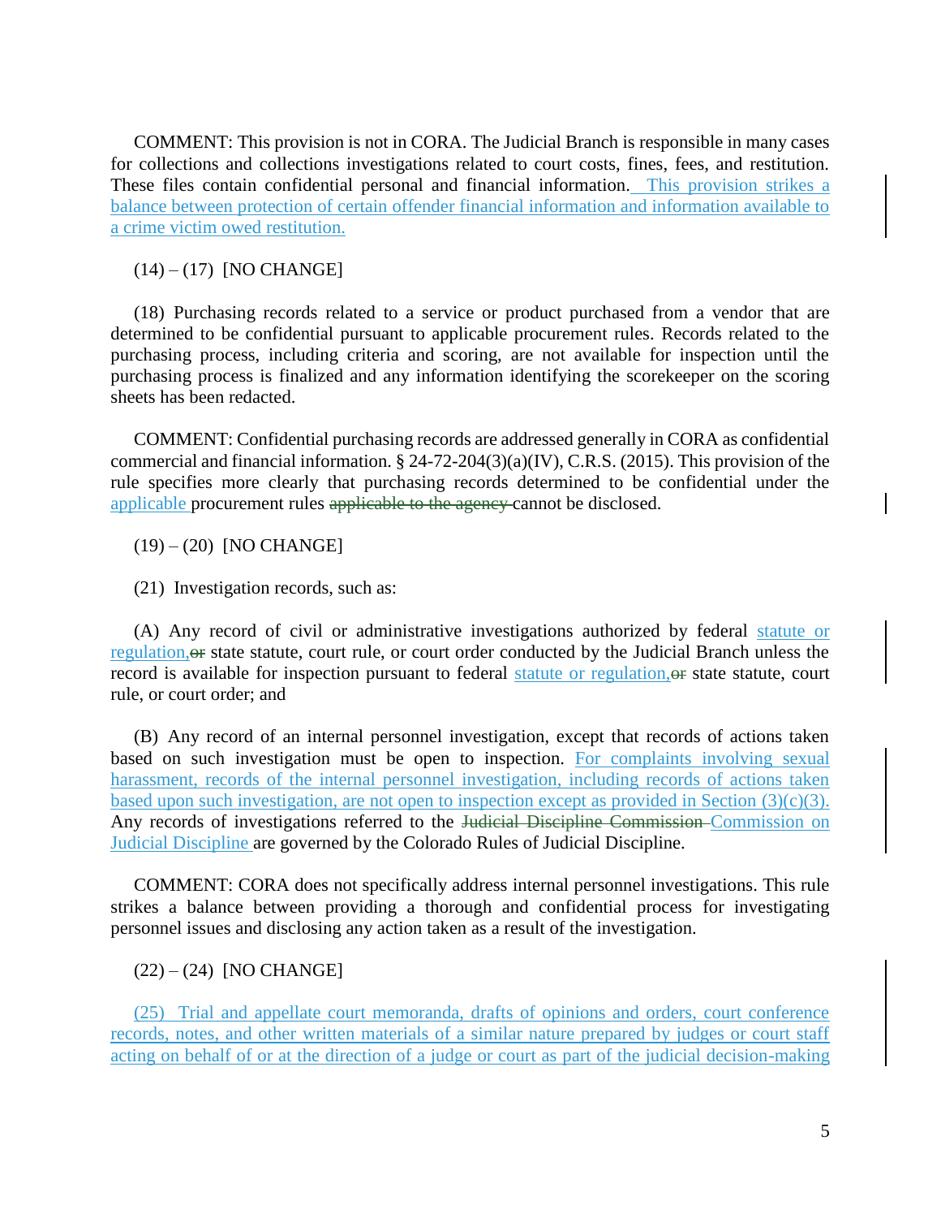COMMENT: This provision is not in CORA. The Judicial Branch is responsible in many cases for collections and collections investigations related to court costs, fines, fees, and restitution. These files contain confidential personal and financial information. This provision strikes a balance between protection of certain offender financial information and information available to a crime victim owed restitution.

(14) – (17) [NO CHANGE]

(18) Purchasing records related to a service or product purchased from a vendor that are determined to be confidential pursuant to applicable procurement rules. Records related to the purchasing process, including criteria and scoring, are not available for inspection until the purchasing process is finalized and any information identifying the scorekeeper on the scoring sheets has been redacted.

COMMENT: Confidential purchasing records are addressed generally in CORA as confidential commercial and financial information. § 24-72-204(3)(a)(IV), C.R.S. (2015). This provision of the rule specifies more clearly that purchasing records determined to be confidential under the applicable procurement rules ~~applicable to the agency~~ cannot be disclosed.

(19) – (20) [NO CHANGE]

(21) Investigation records, such as:

(A) Any record of civil or administrative investigations authorized by federal statute or regulation, ~~or~~ state statute, court rule, or court order conducted by the Judicial Branch unless the record is available for inspection pursuant to federal statute or regulation, ~~or~~ state statute, court rule, or court order; and

(B) Any record of an internal personnel investigation, except that records of actions taken based on such investigation must be open to inspection. For complaints involving sexual harassment, records of the internal personnel investigation, including records of actions taken based upon such investigation, are not open to inspection except as provided in Section (3)(c)(3). Any records of investigations referred to the ~~Judicial Discipline Commission~~ Commission on Judicial Discipline are governed by the Colorado Rules of Judicial Discipline.

COMMENT: CORA does not specifically address internal personnel investigations. This rule strikes a balance between providing a thorough and confidential process for investigating personnel issues and disclosing any action taken as a result of the investigation.

(22) – (24) [NO CHANGE]

(25) Trial and appellate court memoranda, drafts of opinions and orders, court conference records, notes, and other written materials of a similar nature prepared by judges or court staff acting on behalf of or at the direction of a judge or court as part of the judicial decision-making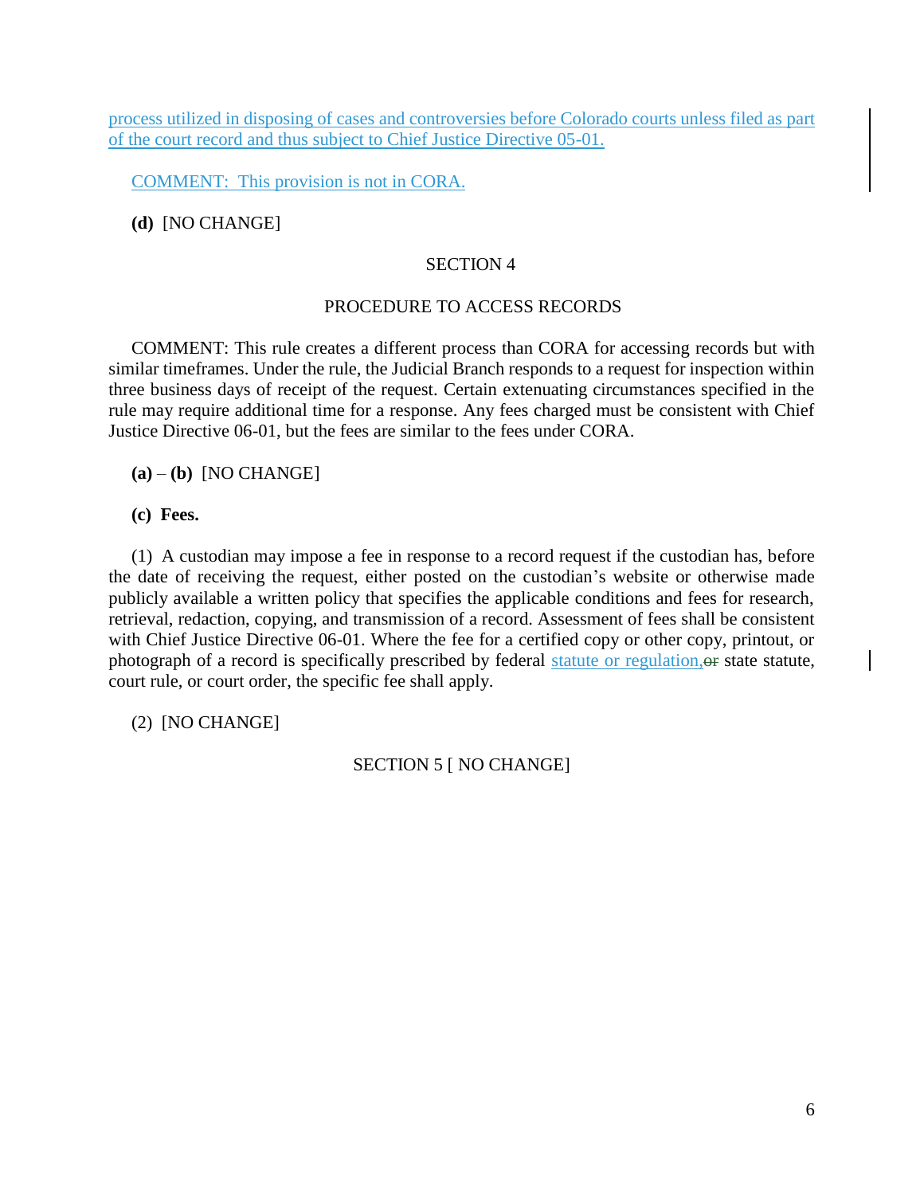process utilized in disposing of cases and controversies before Colorado courts unless filed as part of the court record and thus subject to Chief Justice Directive 05-01.

COMMENT: This provision is not in CORA.

**(d)** [NO CHANGE]

SECTION 4

PROCEDURE TO ACCESS RECORDS

COMMENT: This rule creates a different process than CORA for accessing records but with similar timeframes. Under the rule, the Judicial Branch responds to a request for inspection within three business days of receipt of the request. Certain extenuating circumstances specified in the rule may require additional time for a response. Any fees charged must be consistent with Chief Justice Directive 06-01, but the fees are similar to the fees under CORA.

**(a)** – **(b)** [NO CHANGE]

**(c) Fees.**

(1) A custodian may impose a fee in response to a record request if the custodian has, before the date of receiving the request, either posted on the custodian's website or otherwise made publicly available a written policy that specifies the applicable conditions and fees for research, retrieval, redaction, copying, and transmission of a record. Assessment of fees shall be consistent with Chief Justice Directive 06-01. Where the fee for a certified copy or other copy, printout, or photograph of a record is specifically prescribed by federal statute or regulation, ~~or~~ state statute, court rule, or court order, the specific fee shall apply.

(2) [NO CHANGE]

SECTION 5 [ NO CHANGE]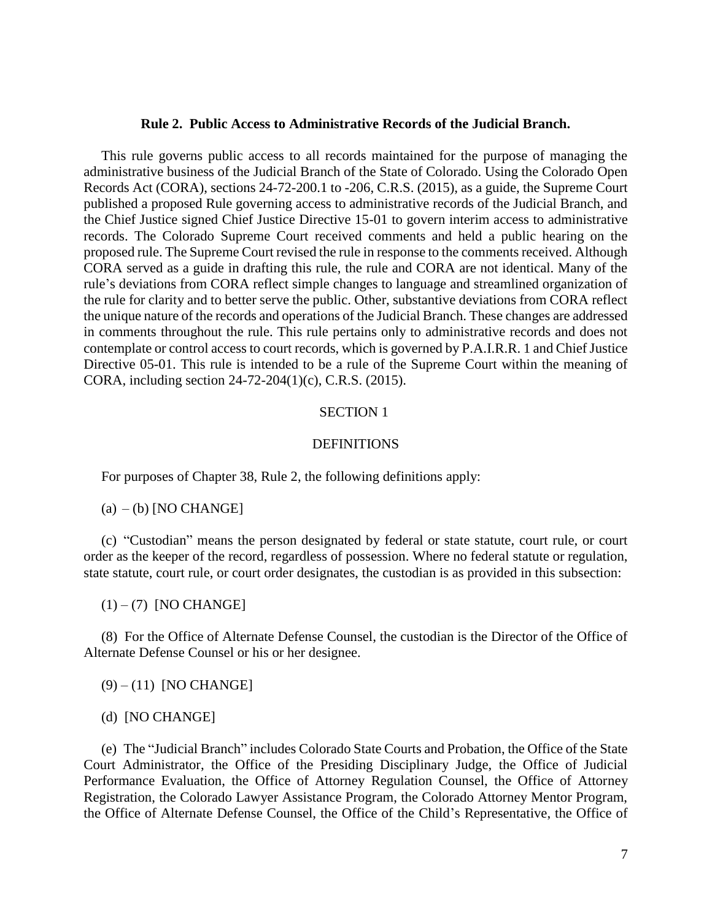**Rule 2. Public Access to Administrative Records of the Judicial Branch.**

This rule governs public access to all records maintained for the purpose of managing the administrative business of the Judicial Branch of the State of Colorado. Using the Colorado Open Records Act (CORA), sections 24-72-200.1 to -206, C.R.S. (2015), as a guide, the Supreme Court published a proposed Rule governing access to administrative records of the Judicial Branch, and the Chief Justice signed Chief Justice Directive 15-01 to govern interim access to administrative records. The Colorado Supreme Court received comments and held a public hearing on the proposed rule. The Supreme Court revised the rule in response to the comments received. Although CORA served as a guide in drafting this rule, the rule and CORA are not identical. Many of the rule's deviations from CORA reflect simple changes to language and streamlined organization of the rule for clarity and to better serve the public. Other, substantive deviations from CORA reflect the unique nature of the records and operations of the Judicial Branch. These changes are addressed in comments throughout the rule. This rule pertains only to administrative records and does not contemplate or control access to court records, which is governed by P.A.I.R.R. 1 and Chief Justice Directive 05-01. This rule is intended to be a rule of the Supreme Court within the meaning of CORA, including section 24-72-204(1)(c), C.R.S. (2015).

SECTION 1

DEFINITIONS

For purposes of Chapter 38, Rule 2, the following definitions apply:

(a) – (b) [NO CHANGE]

(c) "Custodian" means the person designated by federal or state statute, court rule, or court order as the keeper of the record, regardless of possession. Where no federal statute or regulation, state statute, court rule, or court order designates, the custodian is as provided in this subsection:

(1) – (7) [NO CHANGE]

(8) For the Office of Alternate Defense Counsel, the custodian is the Director of the Office of Alternate Defense Counsel or his or her designee.

(9) – (11) [NO CHANGE]

(d) [NO CHANGE]

(e) The "Judicial Branch" includes Colorado State Courts and Probation, the Office of the State Court Administrator, the Office of the Presiding Disciplinary Judge, the Office of Judicial Performance Evaluation, the Office of Attorney Regulation Counsel, the Office of Attorney Registration, the Colorado Lawyer Assistance Program, the Colorado Attorney Mentor Program, the Office of Alternate Defense Counsel, the Office of the Child's Representative, the Office of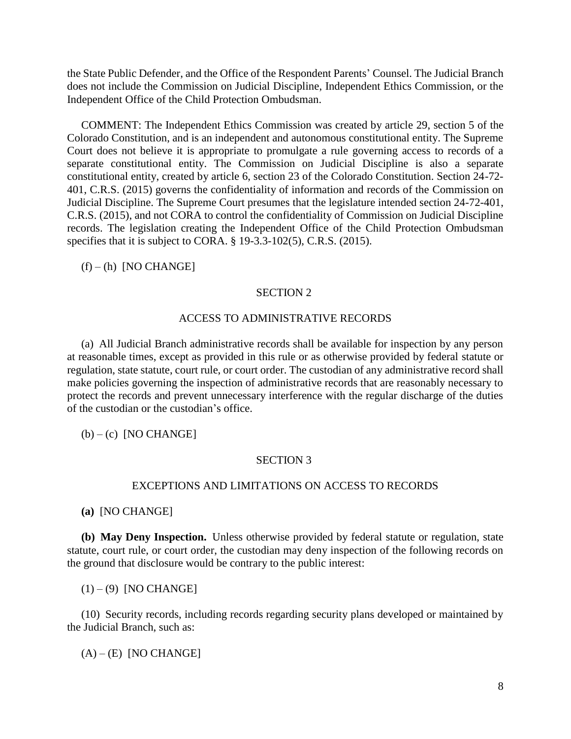the State Public Defender, and the Office of the Respondent Parents' Counsel. The Judicial Branch does not include the Commission on Judicial Discipline, Independent Ethics Commission, or the Independent Office of the Child Protection Ombudsman.

COMMENT: The Independent Ethics Commission was created by article 29, section 5 of the Colorado Constitution, and is an independent and autonomous constitutional entity. The Supreme Court does not believe it is appropriate to promulgate a rule governing access to records of a separate constitutional entity. The Commission on Judicial Discipline is also a separate constitutional entity, created by article 6, section 23 of the Colorado Constitution. Section 24-72-401, C.R.S. (2015) governs the confidentiality of information and records of the Commission on Judicial Discipline. The Supreme Court presumes that the legislature intended section 24-72-401, C.R.S. (2015), and not CORA to control the confidentiality of Commission on Judicial Discipline records. The legislation creating the Independent Office of the Child Protection Ombudsman specifies that it is subject to CORA. § 19-3.3-102(5), C.R.S. (2015).

(f) – (h) [NO CHANGE]

## SECTION 2

## ACCESS TO ADMINISTRATIVE RECORDS

(a) All Judicial Branch administrative records shall be available for inspection by any person at reasonable times, except as provided in this rule or as otherwise provided by federal statute or regulation, state statute, court rule, or court order. The custodian of any administrative record shall make policies governing the inspection of administrative records that are reasonably necessary to protect the records and prevent unnecessary interference with the regular discharge of the duties of the custodian or the custodian's office.

(b) – (c) [NO CHANGE]

## SECTION 3

## EXCEPTIONS AND LIMITATIONS ON ACCESS TO RECORDS

**(a)** [NO CHANGE]

**(b) May Deny Inspection.** Unless otherwise provided by federal statute or regulation, state statute, court rule, or court order, the custodian may deny inspection of the following records on the ground that disclosure would be contrary to the public interest:

(1) – (9) [NO CHANGE]

(10) Security records, including records regarding security plans developed or maintained by the Judicial Branch, such as:

(A) – (E) [NO CHANGE]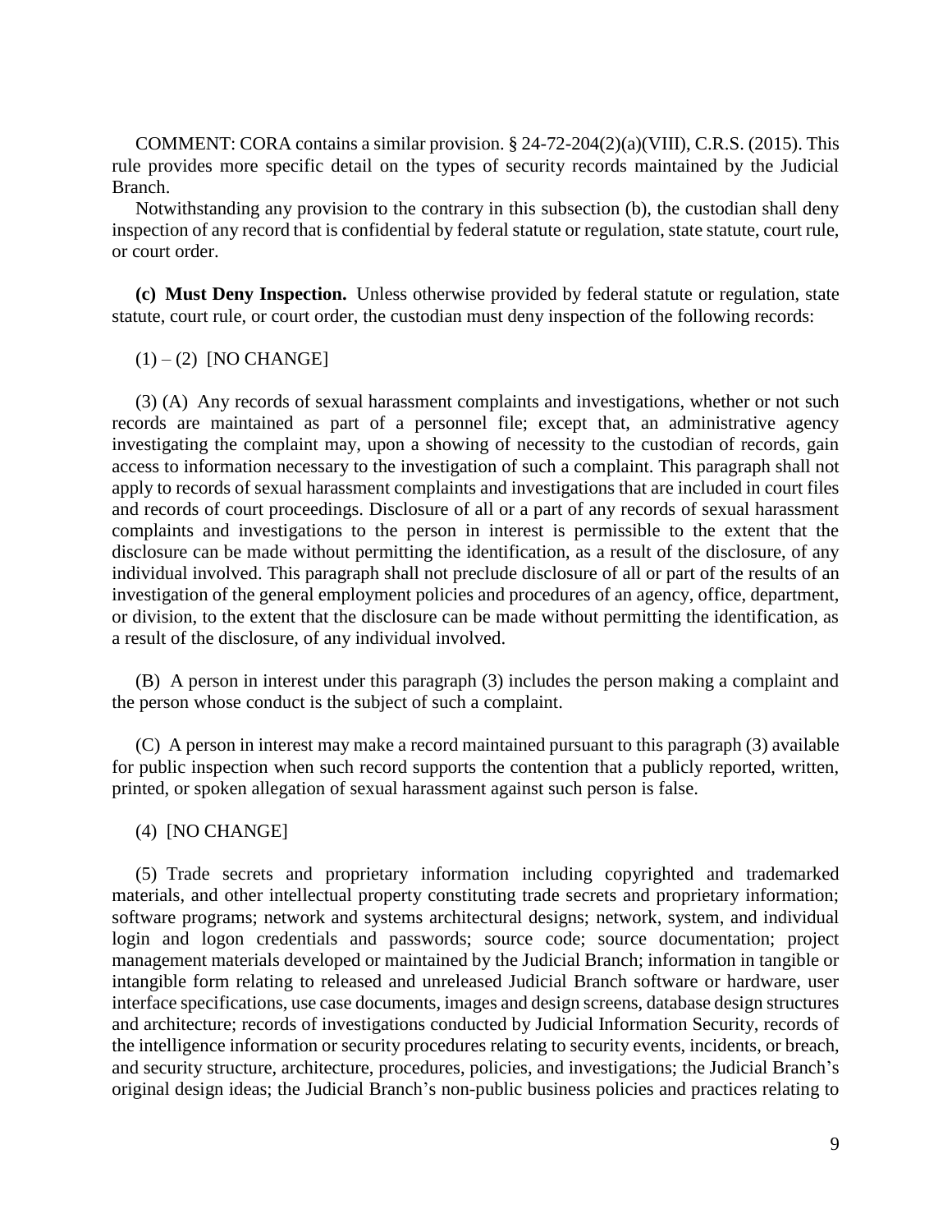COMMENT: CORA contains a similar provision. § 24-72-204(2)(a)(VIII), C.R.S. (2015). This rule provides more specific detail on the types of security records maintained by the Judicial Branch.

Notwithstanding any provision to the contrary in this subsection (b), the custodian shall deny inspection of any record that is confidential by federal statute or regulation, state statute, court rule, or court order.

**(c) Must Deny Inspection.** Unless otherwise provided by federal statute or regulation, state statute, court rule, or court order, the custodian must deny inspection of the following records:

(1) – (2) [NO CHANGE]

(3) (A) Any records of sexual harassment complaints and investigations, whether or not such records are maintained as part of a personnel file; except that, an administrative agency investigating the complaint may, upon a showing of necessity to the custodian of records, gain access to information necessary to the investigation of such a complaint. This paragraph shall not apply to records of sexual harassment complaints and investigations that are included in court files and records of court proceedings. Disclosure of all or a part of any records of sexual harassment complaints and investigations to the person in interest is permissible to the extent that the disclosure can be made without permitting the identification, as a result of the disclosure, of any individual involved. This paragraph shall not preclude disclosure of all or part of the results of an investigation of the general employment policies and procedures of an agency, office, department, or division, to the extent that the disclosure can be made without permitting the identification, as a result of the disclosure, of any individual involved.

(B) A person in interest under this paragraph (3) includes the person making a complaint and the person whose conduct is the subject of such a complaint.

(C) A person in interest may make a record maintained pursuant to this paragraph (3) available for public inspection when such record supports the contention that a publicly reported, written, printed, or spoken allegation of sexual harassment against such person is false.

(4) [NO CHANGE]

(5) Trade secrets and proprietary information including copyrighted and trademarked materials, and other intellectual property constituting trade secrets and proprietary information; software programs; network and systems architectural designs; network, system, and individual login and logon credentials and passwords; source code; source documentation; project management materials developed or maintained by the Judicial Branch; information in tangible or intangible form relating to released and unreleased Judicial Branch software or hardware, user interface specifications, use case documents, images and design screens, database design structures and architecture; records of investigations conducted by Judicial Information Security, records of the intelligence information or security procedures relating to security events, incidents, or breach, and security structure, architecture, procedures, policies, and investigations; the Judicial Branch's original design ideas; the Judicial Branch's non-public business policies and practices relating to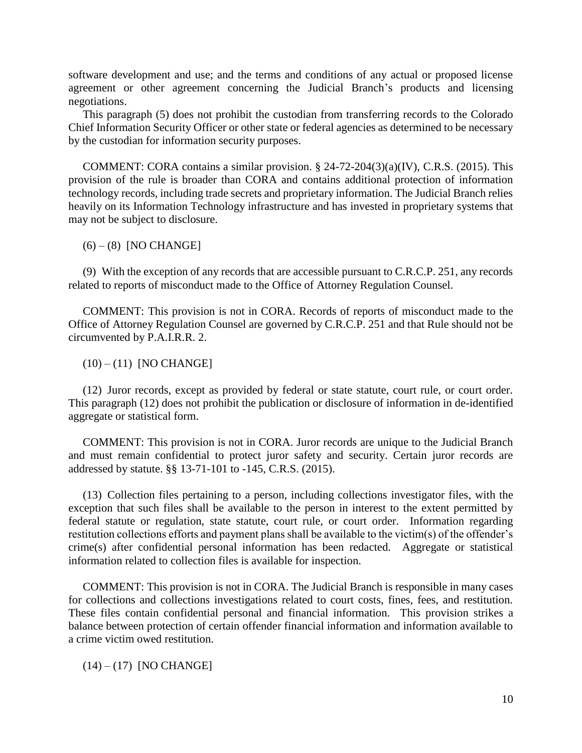software development and use; and the terms and conditions of any actual or proposed license agreement or other agreement concerning the Judicial Branch's products and licensing negotiations.

This paragraph (5) does not prohibit the custodian from transferring records to the Colorado Chief Information Security Officer or other state or federal agencies as determined to be necessary by the custodian for information security purposes.

COMMENT: CORA contains a similar provision. § 24-72-204(3)(a)(IV), C.R.S. (2015). This provision of the rule is broader than CORA and contains additional protection of information technology records, including trade secrets and proprietary information. The Judicial Branch relies heavily on its Information Technology infrastructure and has invested in proprietary systems that may not be subject to disclosure.

(6) – (8) [NO CHANGE]

(9) With the exception of any records that are accessible pursuant to C.R.C.P. 251, any records related to reports of misconduct made to the Office of Attorney Regulation Counsel.

COMMENT: This provision is not in CORA. Records of reports of misconduct made to the Office of Attorney Regulation Counsel are governed by C.R.C.P. 251 and that Rule should not be circumvented by P.A.I.R.R. 2.

(10) – (11) [NO CHANGE]

(12) Juror records, except as provided by federal or state statute, court rule, or court order. This paragraph (12) does not prohibit the publication or disclosure of information in de-identified aggregate or statistical form.

COMMENT: This provision is not in CORA. Juror records are unique to the Judicial Branch and must remain confidential to protect juror safety and security. Certain juror records are addressed by statute. §§ 13-71-101 to -145, C.R.S. (2015).

(13) Collection files pertaining to a person, including collections investigator files, with the exception that such files shall be available to the person in interest to the extent permitted by federal statute or regulation, state statute, court rule, or court order. Information regarding restitution collections efforts and payment plans shall be available to the victim(s) of the offender's crime(s) after confidential personal information has been redacted. Aggregate or statistical information related to collection files is available for inspection.

COMMENT: This provision is not in CORA. The Judicial Branch is responsible in many cases for collections and collections investigations related to court costs, fines, fees, and restitution. These files contain confidential personal and financial information. This provision strikes a balance between protection of certain offender financial information and information available to a crime victim owed restitution.

(14) – (17) [NO CHANGE]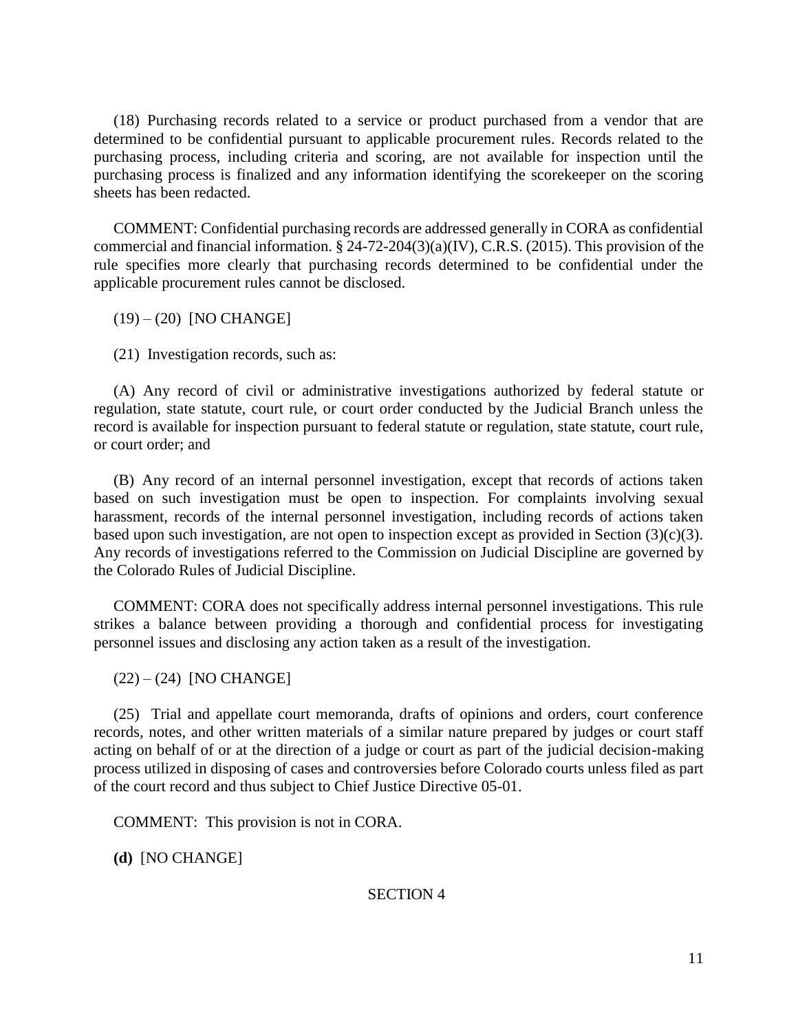(18) Purchasing records related to a service or product purchased from a vendor that are determined to be confidential pursuant to applicable procurement rules. Records related to the purchasing process, including criteria and scoring, are not available for inspection until the purchasing process is finalized and any information identifying the scorekeeper on the scoring sheets has been redacted.

COMMENT: Confidential purchasing records are addressed generally in CORA as confidential commercial and financial information. § 24-72-204(3)(a)(IV), C.R.S. (2015). This provision of the rule specifies more clearly that purchasing records determined to be confidential under the applicable procurement rules cannot be disclosed.

(19) – (20) [NO CHANGE]

(21) Investigation records, such as:

(A) Any record of civil or administrative investigations authorized by federal statute or regulation, state statute, court rule, or court order conducted by the Judicial Branch unless the record is available for inspection pursuant to federal statute or regulation, state statute, court rule, or court order; and

(B) Any record of an internal personnel investigation, except that records of actions taken based on such investigation must be open to inspection. For complaints involving sexual harassment, records of the internal personnel investigation, including records of actions taken based upon such investigation, are not open to inspection except as provided in Section (3)(c)(3). Any records of investigations referred to the Commission on Judicial Discipline are governed by the Colorado Rules of Judicial Discipline.

COMMENT: CORA does not specifically address internal personnel investigations. This rule strikes a balance between providing a thorough and confidential process for investigating personnel issues and disclosing any action taken as a result of the investigation.

(22) – (24) [NO CHANGE]

(25) Trial and appellate court memoranda, drafts of opinions and orders, court conference records, notes, and other written materials of a similar nature prepared by judges or court staff acting on behalf of or at the direction of a judge or court as part of the judicial decision-making process utilized in disposing of cases and controversies before Colorado courts unless filed as part of the court record and thus subject to Chief Justice Directive 05-01.

COMMENT: This provision is not in CORA.

**(d)** [NO CHANGE]

SECTION 4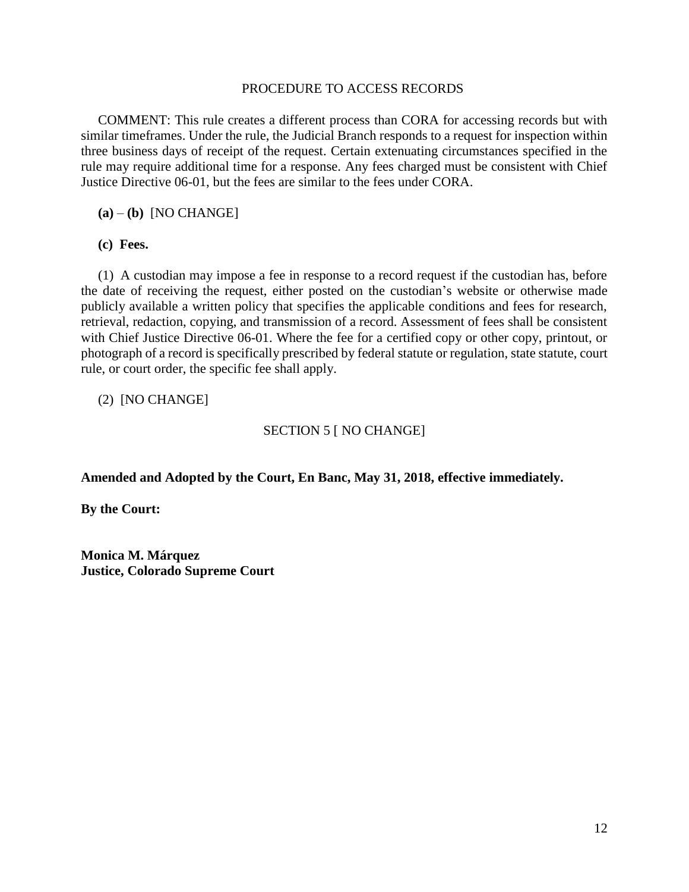PROCEDURE TO ACCESS RECORDS

COMMENT: This rule creates a different process than CORA for accessing records but with similar timeframes. Under the rule, the Judicial Branch responds to a request for inspection within three business days of receipt of the request. Certain extenuating circumstances specified in the rule may require additional time for a response. Any fees charged must be consistent with Chief Justice Directive 06-01, but the fees are similar to the fees under CORA.

**(a)** – **(b)** [NO CHANGE]

**(c) Fees.**

(1) A custodian may impose a fee in response to a record request if the custodian has, before the date of receiving the request, either posted on the custodian's website or otherwise made publicly available a written policy that specifies the applicable conditions and fees for research, retrieval, redaction, copying, and transmission of a record. Assessment of fees shall be consistent with Chief Justice Directive 06-01. Where the fee for a certified copy or other copy, printout, or photograph of a record is specifically prescribed by federal statute or regulation, state statute, court rule, or court order, the specific fee shall apply.

(2) [NO CHANGE]

SECTION 5 [ NO CHANGE]

**Amended and Adopted by the Court, En Banc, May 31, 2018, effective immediately.**

**By the Court:**

**Monica M. Márquez**
**Justice, Colorado Supreme Court**